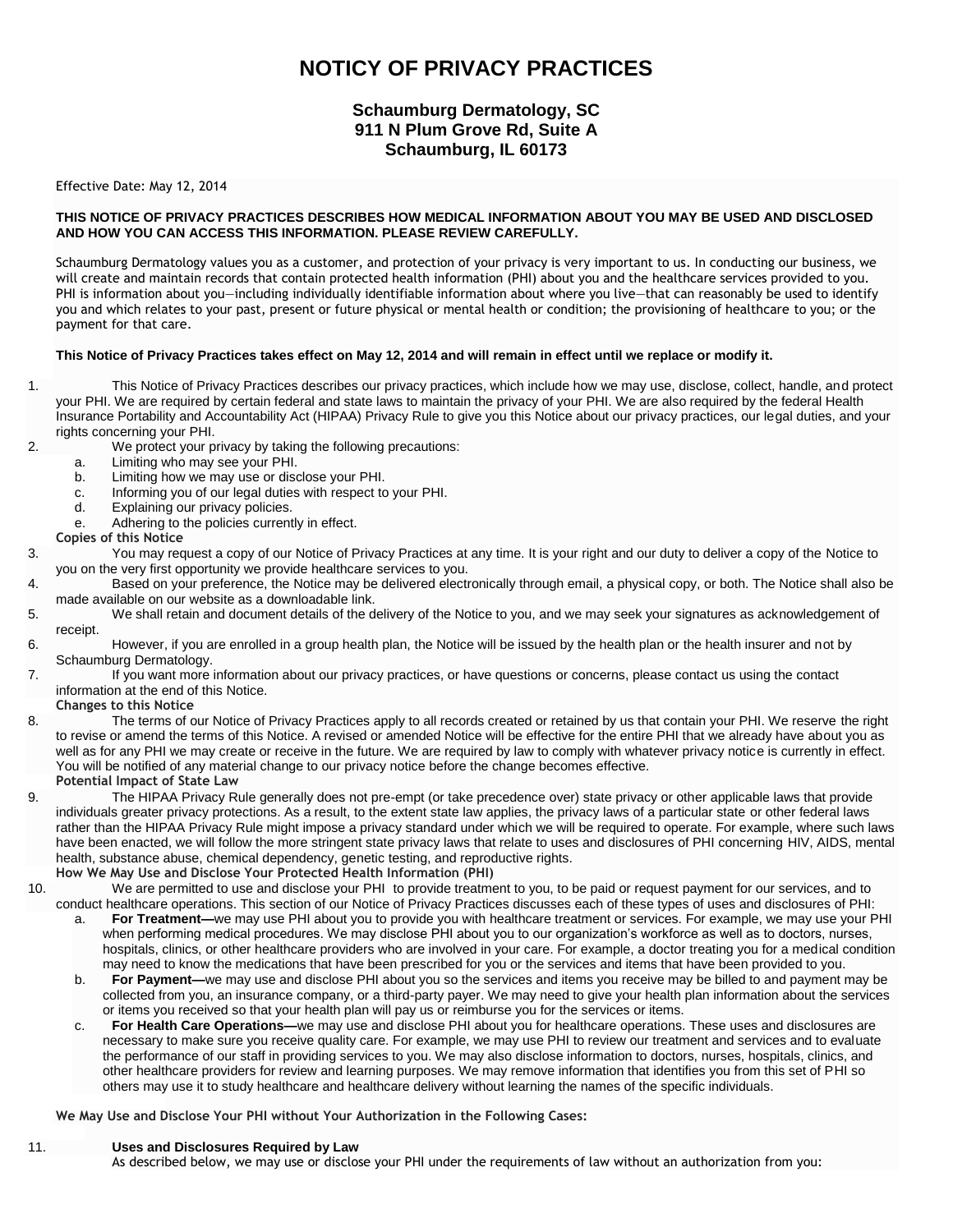# NOTICY OF PRIVACY PRACTICES

**Schaumburg Dermatology, SC**
**911 N Plum Grove Rd, Suite A**
**Schaumburg, IL 60173**

Effective Date: May 12, 2014

**THIS NOTICE OF PRIVACY PRACTICES DESCRIBES HOW MEDICAL INFORMATION ABOUT YOU MAY BE USED AND DISCLOSED AND HOW YOU CAN ACCESS THIS INFORMATION. PLEASE REVIEW CAREFULLY.**

Schaumburg Dermatology values you as a customer, and protection of your privacy is very important to us. In conducting our business, we will create and maintain records that contain protected health information (PHI) about you and the healthcare services provided to you. PHI is information about you—including individually identifiable information about where you live—that can reasonably be used to identify you and which relates to your past, present or future physical or mental health or condition; the provisioning of healthcare to you; or the payment for that care.

**This Notice of Privacy Practices takes effect on May 12, 2014 and will remain in effect until we replace or modify it.**

1. This Notice of Privacy Practices describes our privacy practices, which include how we may use, disclose, collect, handle, and protect your PHI. We are required by certain federal and state laws to maintain the privacy of your PHI. We are also required by the federal Health Insurance Portability and Accountability Act (HIPAA) Privacy Rule to give you this Notice about our privacy practices, our legal duties, and your rights concerning your PHI.
2. We protect your privacy by taking the following precautions:
   a. Limiting who may see your PHI.
   b. Limiting how we may use or disclose your PHI.
   c. Informing you of our legal duties with respect to your PHI.
   d. Explaining our privacy policies.
   e. Adhering to the policies currently in effect.

**Copies of this Notice**

3. You may request a copy of our Notice of Privacy Practices at any time. It is your right and our duty to deliver a copy of the Notice to you on the very first opportunity we provide healthcare services to you.
4. Based on your preference, the Notice may be delivered electronically through email, a physical copy, or both. The Notice shall also be made available on our website as a downloadable link.
5. We shall retain and document details of the delivery of the Notice to you, and we may seek your signatures as acknowledgement of receipt.
6. However, if you are enrolled in a group health plan, the Notice will be issued by the health plan or the health insurer and not by Schaumburg Dermatology.
7. If you want more information about our privacy practices, or have questions or concerns, please contact us using the contact information at the end of this Notice.

**Changes to this Notice**

8. The terms of our Notice of Privacy Practices apply to all records created or retained by us that contain your PHI. We reserve the right to revise or amend the terms of this Notice. A revised or amended Notice will be effective for the entire PHI that we already have about you as well as for any PHI we may create or receive in the future. We are required by law to comply with whatever privacy notice is currently in effect. You will be notified of any material change to our privacy notice before the change becomes effective.

**Potential Impact of State Law**

9. The HIPAA Privacy Rule generally does not pre-empt (or take precedence over) state privacy or other applicable laws that provide individuals greater privacy protections. As a result, to the extent state law applies, the privacy laws of a particular state or other federal laws rather than the HIPAA Privacy Rule might impose a privacy standard under which we will be required to operate. For example, where such laws have been enacted, we will follow the more stringent state privacy laws that relate to uses and disclosures of PHI concerning HIV, AIDS, mental health, substance abuse, chemical dependency, genetic testing, and reproductive rights.

**How We May Use and Disclose Your Protected Health Information (PHI)**

10. We are permitted to use and disclose your PHI to provide treatment to you, to be paid or request payment for our services, and to conduct healthcare operations. This section of our Notice of Privacy Practices discusses each of these types of uses and disclosures of PHI:
    a. **For Treatment—**we may use PHI about you to provide you with healthcare treatment or services. For example, we may use your PHI when performing medical procedures. We may disclose PHI about you to our organization's workforce as well as to doctors, nurses, hospitals, clinics, or other healthcare providers who are involved in your care. For example, a doctor treating you for a medical condition may need to know the medications that have been prescribed for you or the services and items that have been provided to you.
    b. **For Payment—**we may use and disclose PHI about you so the services and items you receive may be billed to and payment may be collected from you, an insurance company, or a third-party payer. We may need to give your health plan information about the services or items you received so that your health plan will pay us or reimburse you for the services or items.
    c. **For Health Care Operations—**we may use and disclose PHI about you for healthcare operations. These uses and disclosures are necessary to make sure you receive quality care. For example, we may use PHI to review our treatment and services and to evaluate the performance of our staff in providing services to you. We may also disclose information to doctors, nurses, hospitals, clinics, and other healthcare providers for review and learning purposes. We may remove information that identifies you from this set of PHI so others may use it to study healthcare and healthcare delivery without learning the names of the specific individuals.

**We May Use and Disclose Your PHI without Your Authorization in the Following Cases:**

11. **Uses and Disclosures Required by Law**
    As described below, we may use or disclose your PHI under the requirements of law without an authorization from you: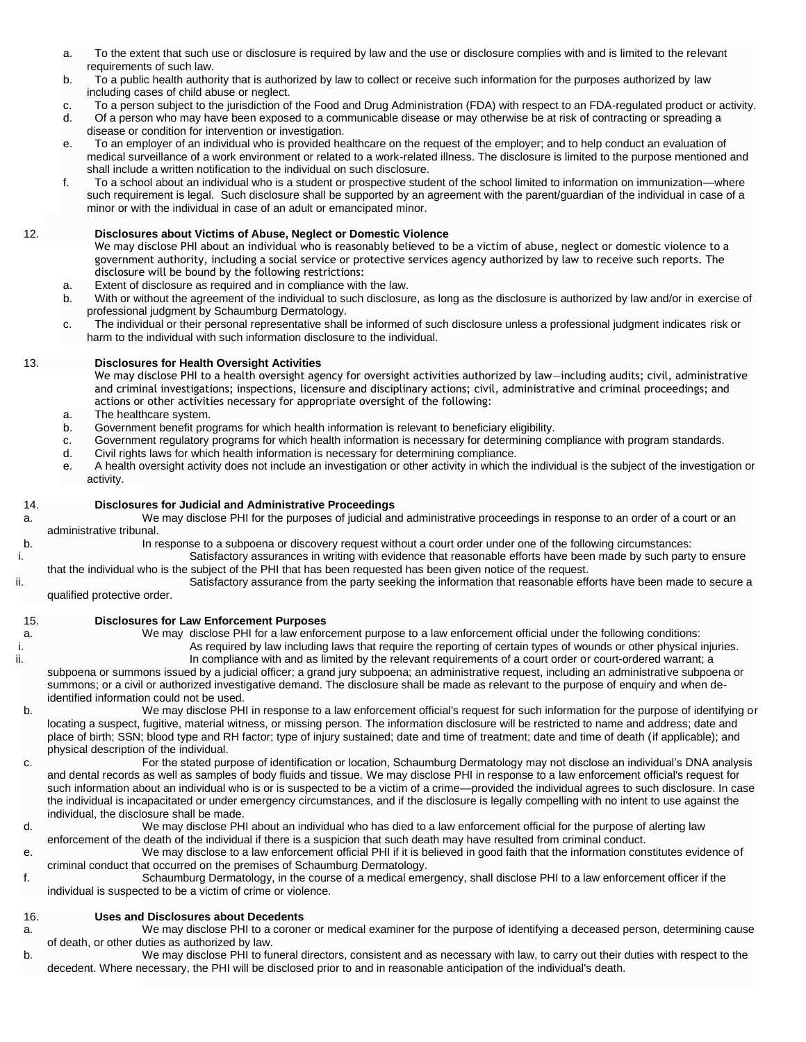a. To the extent that such use or disclosure is required by law and the use or disclosure complies with and is limited to the relevant requirements of such law.
b. To a public health authority that is authorized by law to collect or receive such information for the purposes authorized by law including cases of child abuse or neglect.
c. To a person subject to the jurisdiction of the Food and Drug Administration (FDA) with respect to an FDA-regulated product or activity.
d. Of a person who may have been exposed to a communicable disease or may otherwise be at risk of contracting or spreading a disease or condition for intervention or investigation.
e. To an employer of an individual who is provided healthcare on the request of the employer; and to help conduct an evaluation of medical surveillance of a work environment or related to a work-related illness. The disclosure is limited to the purpose mentioned and shall include a written notification to the individual on such disclosure.
f. To a school about an individual who is a student or prospective student of the school limited to information on immunization—where such requirement is legal. Such disclosure shall be supported by an agreement with the parent/guardian of the individual in case of a minor or with the individual in case of an adult or emancipated minor.

12. **Disclosures about Victims of Abuse, Neglect or Domestic Violence**

We may disclose PHI about an individual who is reasonably believed to be a victim of abuse, neglect or domestic violence to a government authority, including a social service or protective services agency authorized by law to receive such reports. The disclosure will be bound by the following restrictions:

a. Extent of disclosure as required and in compliance with the law.
b. With or without the agreement of the individual to such disclosure, as long as the disclosure is authorized by law and/or in exercise of professional judgment by Schaumburg Dermatology.
c. The individual or their personal representative shall be informed of such disclosure unless a professional judgment indicates risk or harm to the individual with such information disclosure to the individual.

13. **Disclosures for Health Oversight Activities**

We may disclose PHI to a health oversight agency for oversight activities authorized by law—including audits; civil, administrative and criminal investigations; inspections, licensure and disciplinary actions; civil, administrative and criminal proceedings; and actions or other activities necessary for appropriate oversight of the following:

a. The healthcare system.
b. Government benefit programs for which health information is relevant to beneficiary eligibility.
c. Government regulatory programs for which health information is necessary for determining compliance with program standards.
d. Civil rights laws for which health information is necessary for determining compliance.
e. A health oversight activity does not include an investigation or other activity in which the individual is the subject of the investigation or activity.

14. **Disclosures for Judicial and Administrative Proceedings**

a. We may disclose PHI for the purposes of judicial and administrative proceedings in response to an order of a court or an administrative tribunal.
b. In response to a subpoena or discovery request without a court order under one of the following circumstances:
   i. Satisfactory assurances in writing with evidence that reasonable efforts have been made by such party to ensure that the individual who is the subject of the PHI that has been requested has been given notice of the request.
   ii. Satisfactory assurance from the party seeking the information that reasonable efforts have been made to secure a qualified protective order.

15. **Disclosures for Law Enforcement Purposes**

a. We may disclose PHI for a law enforcement purpose to a law enforcement official under the following conditions:
   i. As required by law including laws that require the reporting of certain types of wounds or other physical injuries.
   ii. In compliance with and as limited by the relevant requirements of a court order or court-ordered warrant; a subpoena or summons issued by a judicial officer; a grand jury subpoena; an administrative request, including an administrative subpoena or summons; or a civil or authorized investigative demand. The disclosure shall be made as relevant to the purpose of enquiry and when de-identified information could not be used.
b. We may disclose PHI in response to a law enforcement official's request for such information for the purpose of identifying or locating a suspect, fugitive, material witness, or missing person. The information disclosure will be restricted to name and address; date and place of birth; SSN; blood type and RH factor; type of injury sustained; date and time of treatment; date and time of death (if applicable); and physical description of the individual.
c. For the stated purpose of identification or location, Schaumburg Dermatology may not disclose an individual's DNA analysis and dental records as well as samples of body fluids and tissue. We may disclose PHI in response to a law enforcement official's request for such information about an individual who is or is suspected to be a victim of a crime—provided the individual agrees to such disclosure. In case the individual is incapacitated or under emergency circumstances, and if the disclosure is legally compelling with no intent to use against the individual, the disclosure shall be made.
d. We may disclose PHI about an individual who has died to a law enforcement official for the purpose of alerting law enforcement of the death of the individual if there is a suspicion that such death may have resulted from criminal conduct.
e. We may disclose to a law enforcement official PHI if it is believed in good faith that the information constitutes evidence of criminal conduct that occurred on the premises of Schaumburg Dermatology.
f. Schaumburg Dermatology, in the course of a medical emergency, shall disclose PHI to a law enforcement officer if the individual is suspected to be a victim of crime or violence.

16. **Uses and Disclosures about Decedents**

a. We may disclose PHI to a coroner or medical examiner for the purpose of identifying a deceased person, determining cause of death, or other duties as authorized by law.
b. We may disclose PHI to funeral directors, consistent and as necessary with law, to carry out their duties with respect to the decedent. Where necessary, the PHI will be disclosed prior to and in reasonable anticipation of the individual's death.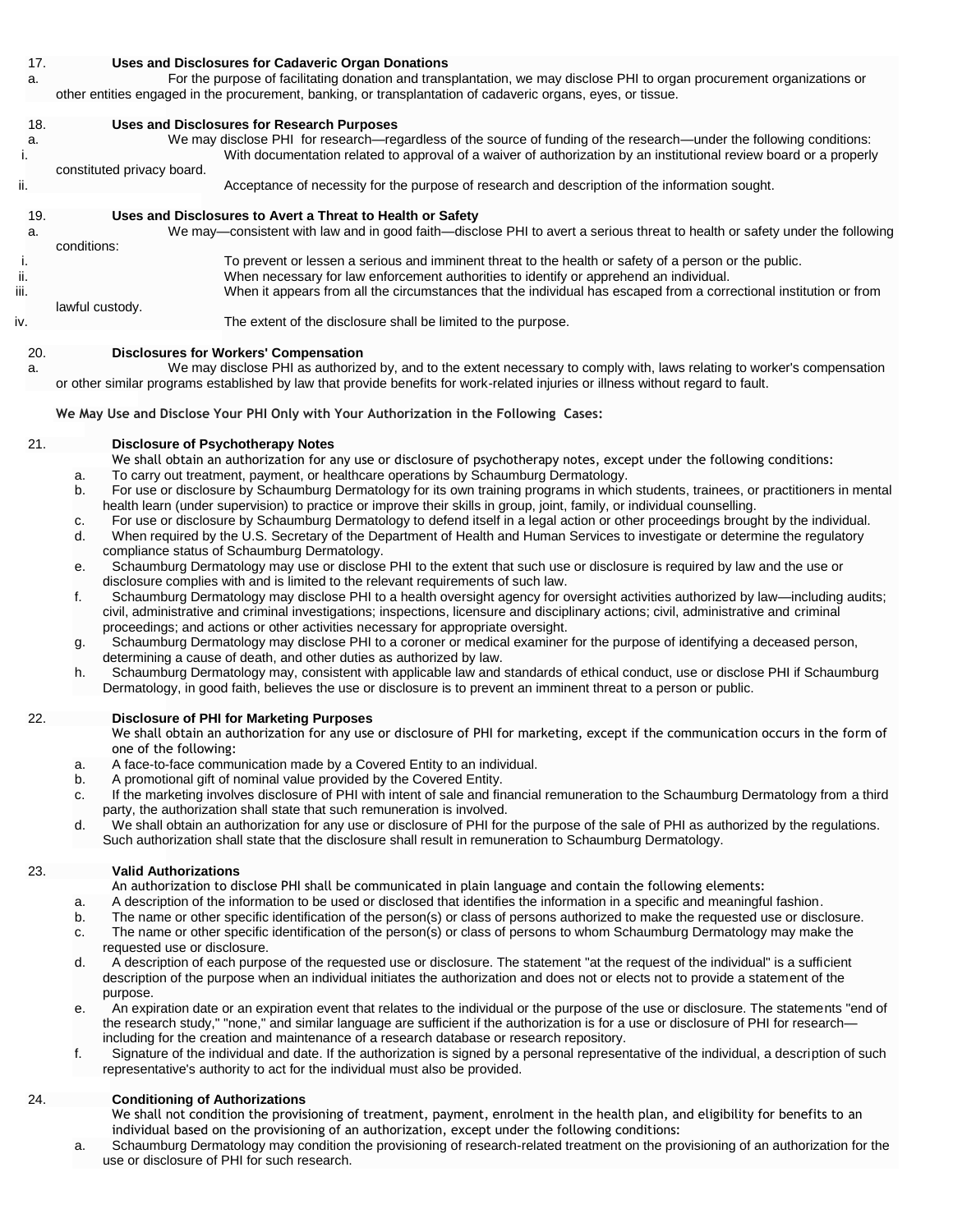17. **Uses and Disclosures for Cadaveric Organ Donations**

a. For the purpose of facilitating donation and transplantation, we may disclose PHI to organ procurement organizations or other entities engaged in the procurement, banking, or transplantation of cadaveric organs, eyes, or tissue.

18. **Uses and Disclosures for Research Purposes**

a. We may disclose PHI for research—regardless of the source of funding of the research—under the following conditions:

i. With documentation related to approval of a waiver of authorization by an institutional review board or a properly constituted privacy board.

ii. Acceptance of necessity for the purpose of research and description of the information sought.

19. **Uses and Disclosures to Avert a Threat to Health or Safety**

a. We may—consistent with law and in good faith—disclose PHI to avert a serious threat to health or safety under the following conditions:

i. To prevent or lessen a serious and imminent threat to the health or safety of a person or the public.

ii. When necessary for law enforcement authorities to identify or apprehend an individual.

iii. When it appears from all the circumstances that the individual has escaped from a correctional institution or from lawful custody.

iv. The extent of the disclosure shall be limited to the purpose.

20. **Disclosures for Workers' Compensation**

a. We may disclose PHI as authorized by, and to the extent necessary to comply with, laws relating to worker's compensation or other similar programs established by law that provide benefits for work-related injuries or illness without regard to fault.

**We May Use and Disclose Your PHI Only with Your Authorization in the Following Cases:**

21. **Disclosure of Psychotherapy Notes**

We shall obtain an authorization for any use or disclosure of psychotherapy notes, except under the following conditions:

a. To carry out treatment, payment, or healthcare operations by Schaumburg Dermatology.
b. For use or disclosure by Schaumburg Dermatology for its own training programs in which students, trainees, or practitioners in mental health learn (under supervision) to practice or improve their skills in group, joint, family, or individual counselling.
c. For use or disclosure by Schaumburg Dermatology to defend itself in a legal action or other proceedings brought by the individual.
d. When required by the U.S. Secretary of the Department of Health and Human Services to investigate or determine the regulatory compliance status of Schaumburg Dermatology.
e. Schaumburg Dermatology may use or disclose PHI to the extent that such use or disclosure is required by law and the use or disclosure complies with and is limited to the relevant requirements of such law.
f. Schaumburg Dermatology may disclose PHI to a health oversight agency for oversight activities authorized by law—including audits; civil, administrative and criminal investigations; inspections, licensure and disciplinary actions; civil, administrative and criminal proceedings; and actions or other activities necessary for appropriate oversight.
g. Schaumburg Dermatology may disclose PHI to a coroner or medical examiner for the purpose of identifying a deceased person, determining a cause of death, and other duties as authorized by law.
h. Schaumburg Dermatology may, consistent with applicable law and standards of ethical conduct, use or disclose PHI if Schaumburg Dermatology, in good faith, believes the use or disclosure is to prevent an imminent threat to a person or public.

22. **Disclosure of PHI for Marketing Purposes**

We shall obtain an authorization for any use or disclosure of PHI for marketing, except if the communication occurs in the form of one of the following:

a. A face-to-face communication made by a Covered Entity to an individual.
b. A promotional gift of nominal value provided by the Covered Entity.
c. If the marketing involves disclosure of PHI with intent of sale and financial remuneration to the Schaumburg Dermatology from a third party, the authorization shall state that such remuneration is involved.
d. We shall obtain an authorization for any use or disclosure of PHI for the purpose of the sale of PHI as authorized by the regulations. Such authorization shall state that the disclosure shall result in remuneration to Schaumburg Dermatology.

23. **Valid Authorizations**

An authorization to disclose PHI shall be communicated in plain language and contain the following elements:

a. A description of the information to be used or disclosed that identifies the information in a specific and meaningful fashion.
b. The name or other specific identification of the person(s) or class of persons authorized to make the requested use or disclosure.
c. The name or other specific identification of the person(s) or class of persons to whom Schaumburg Dermatology may make the requested use or disclosure.
d. A description of each purpose of the requested use or disclosure. The statement "at the request of the individual" is a sufficient description of the purpose when an individual initiates the authorization and does not or elects not to provide a statement of the purpose.
e. An expiration date or an expiration event that relates to the individual or the purpose of the use or disclosure. The statements "end of the research study," "none," and similar language are sufficient if the authorization is for a use or disclosure of PHI for research—including for the creation and maintenance of a research database or research repository.
f. Signature of the individual and date. If the authorization is signed by a personal representative of the individual, a description of such representative's authority to act for the individual must also be provided.

24. **Conditioning of Authorizations**

We shall not condition the provisioning of treatment, payment, enrolment in the health plan, and eligibility for benefits to an individual based on the provisioning of an authorization, except under the following conditions:

a. Schaumburg Dermatology may condition the provisioning of research-related treatment on the provisioning of an authorization for the use or disclosure of PHI for such research.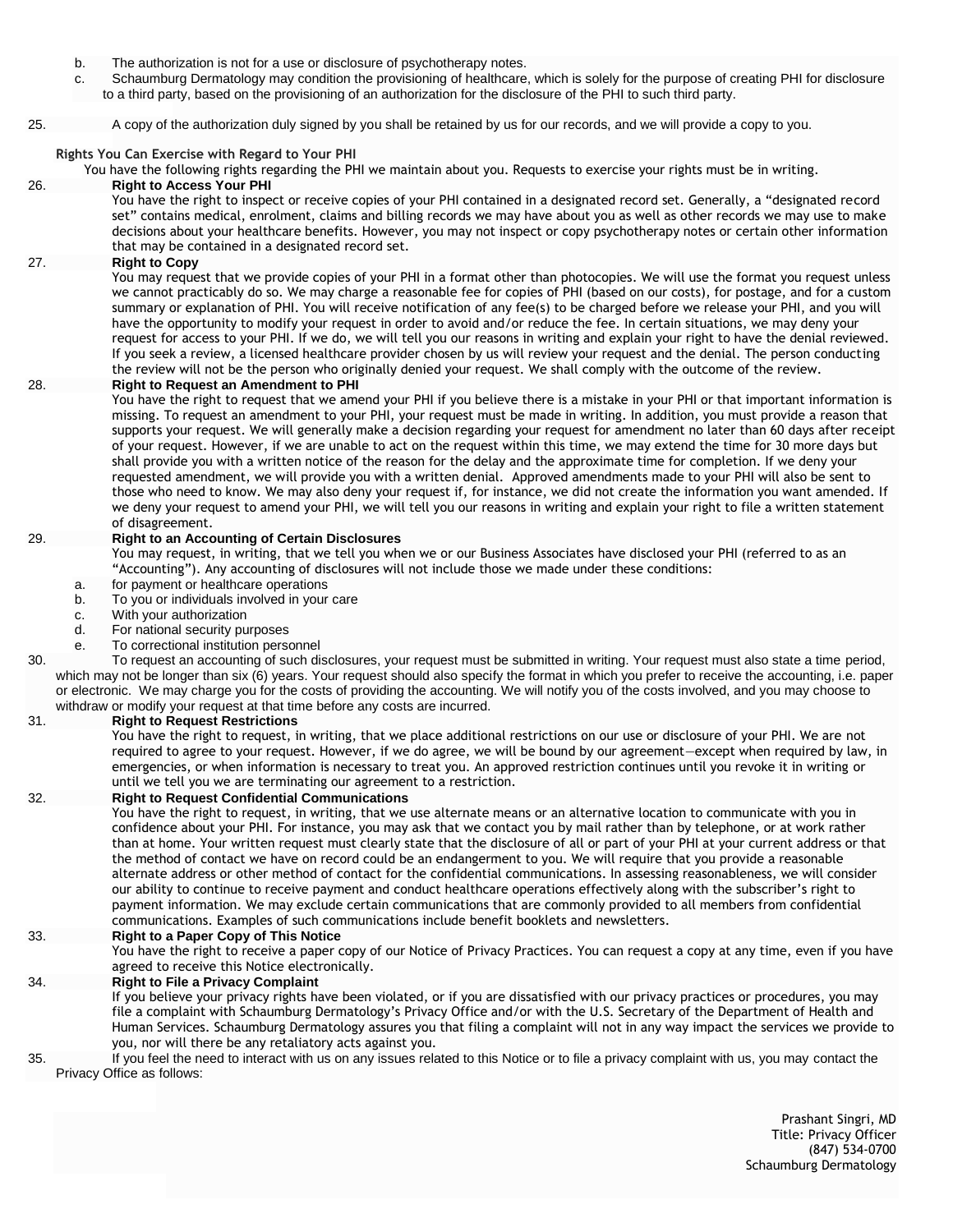b. The authorization is not for a use or disclosure of psychotherapy notes.

c. Schaumburg Dermatology may condition the provisioning of healthcare, which is solely for the purpose of creating PHI for disclosure to a third party, based on the provisioning of an authorization for the disclosure of the PHI to such third party.

25. A copy of the authorization duly signed by you shall be retained by us for our records, and we will provide a copy to you.

**Rights You Can Exercise with Regard to Your PHI**

You have the following rights regarding the PHI we maintain about you. Requests to exercise your rights must be in writing.

26. **Right to Access Your PHI**

You have the right to inspect or receive copies of your PHI contained in a designated record set. Generally, a "designated record set" contains medical, enrolment, claims and billing records we may have about you as well as other records we may use to make decisions about your healthcare benefits. However, you may not inspect or copy psychotherapy notes or certain other information that may be contained in a designated record set.

27. **Right to Copy**

You may request that we provide copies of your PHI in a format other than photocopies. We will use the format you request unless we cannot practicably do so. We may charge a reasonable fee for copies of PHI (based on our costs), for postage, and for a custom summary or explanation of PHI. You will receive notification of any fee(s) to be charged before we release your PHI, and you will have the opportunity to modify your request in order to avoid and/or reduce the fee. In certain situations, we may deny your request for access to your PHI. If we do, we will tell you our reasons in writing and explain your right to have the denial reviewed. If you seek a review, a licensed healthcare provider chosen by us will review your request and the denial. The person conducting the review will not be the person who originally denied your request. We shall comply with the outcome of the review.

28. **Right to Request an Amendment to PHI**

You have the right to request that we amend your PHI if you believe there is a mistake in your PHI or that important information is missing. To request an amendment to your PHI, your request must be made in writing. In addition, you must provide a reason that supports your request. We will generally make a decision regarding your request for amendment no later than 60 days after receipt of your request. However, if we are unable to act on the request within this time, we may extend the time for 30 more days but shall provide you with a written notice of the reason for the delay and the approximate time for completion. If we deny your requested amendment, we will provide you with a written denial. Approved amendments made to your PHI will also be sent to those who need to know. We may also deny your request if, for instance, we did not create the information you want amended. If we deny your request to amend your PHI, we will tell you our reasons in writing and explain your right to file a written statement of disagreement.

29. **Right to an Accounting of Certain Disclosures**

You may request, in writing, that we tell you when we or our Business Associates have disclosed your PHI (referred to as an "Accounting"). Any accounting of disclosures will not include those we made under these conditions:

a. for payment or healthcare operations
b. To you or individuals involved in your care
c. With your authorization
d. For national security purposes
e. To correctional institution personnel

30. To request an accounting of such disclosures, your request must be submitted in writing. Your request must also state a time period, which may not be longer than six (6) years. Your request should also specify the format in which you prefer to receive the accounting, i.e. paper or electronic. We may charge you for the costs of providing the accounting. We will notify you of the costs involved, and you may choose to withdraw or modify your request at that time before any costs are incurred.

31. **Right to Request Restrictions**

You have the right to request, in writing, that we place additional restrictions on our use or disclosure of your PHI. We are not required to agree to your request. However, if we do agree, we will be bound by our agreement—except when required by law, in emergencies, or when information is necessary to treat you. An approved restriction continues until you revoke it in writing or until we tell you we are terminating our agreement to a restriction.

32. **Right to Request Confidential Communications**

You have the right to request, in writing, that we use alternate means or an alternative location to communicate with you in confidence about your PHI. For instance, you may ask that we contact you by mail rather than by telephone, or at work rather than at home. Your written request must clearly state that the disclosure of all or part of your PHI at your current address or that the method of contact we have on record could be an endangerment to you. We will require that you provide a reasonable alternate address or other method of contact for the confidential communications. In assessing reasonableness, we will consider our ability to continue to receive payment and conduct healthcare operations effectively along with the subscriber's right to payment information. We may exclude certain communications that are commonly provided to all members from confidential communications. Examples of such communications include benefit booklets and newsletters.

33. **Right to a Paper Copy of This Notice**

You have the right to receive a paper copy of our Notice of Privacy Practices. You can request a copy at any time, even if you have agreed to receive this Notice electronically.

34. **Right to File a Privacy Complaint**

If you believe your privacy rights have been violated, or if you are dissatisfied with our privacy practices or procedures, you may file a complaint with Schaumburg Dermatology's Privacy Office and/or with the U.S. Secretary of the Department of Health and Human Services. Schaumburg Dermatology assures you that filing a complaint will not in any way impact the services we provide to you, nor will there be any retaliatory acts against you.

35. If you feel the need to interact with us on any issues related to this Notice or to file a privacy complaint with us, you may contact the Privacy Office as follows:

Prashant Singri, MD
Title: Privacy Officer
(847) 534-0700
Schaumburg Dermatology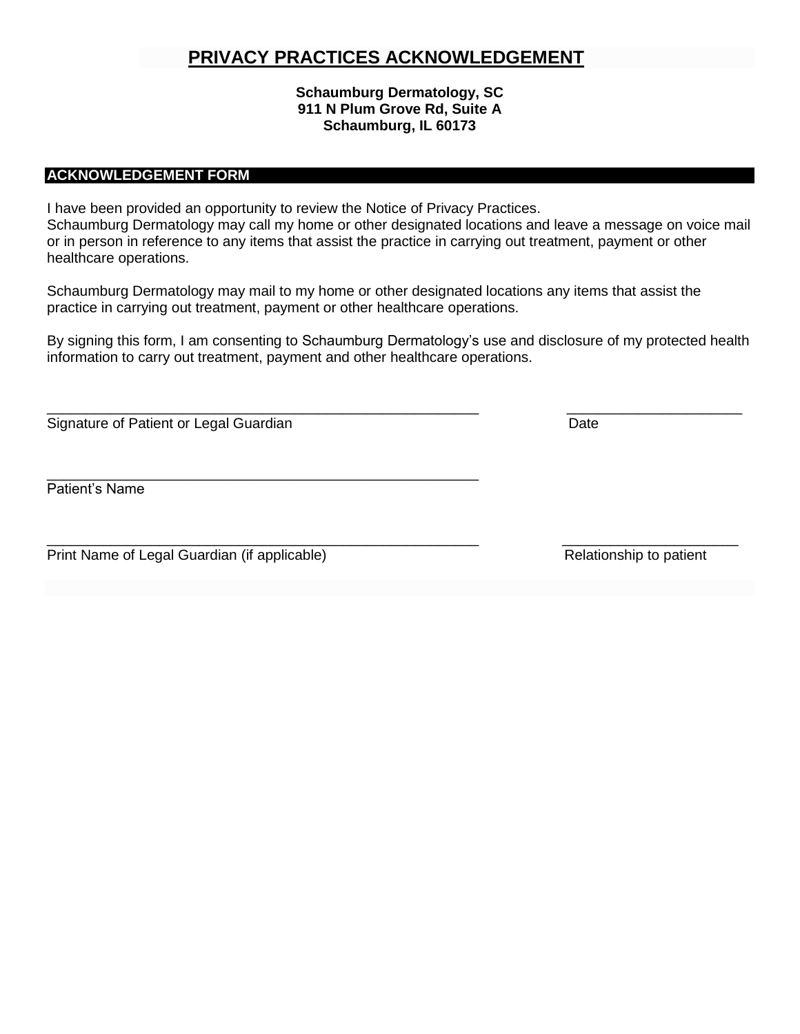# PRIVACY PRACTICES ACKNOWLEDGEMENT

**Schaumburg Dermatology, SC**
**911 N Plum Grove Rd, Suite A**
**Schaumburg, IL 60173**

## ACKNOWLEDGEMENT FORM

I have been provided an opportunity to review the Notice of Privacy Practices.
Schaumburg Dermatology may call my home or other designated locations and leave a message on voice mail or in person in reference to any items that assist the practice in carrying out treatment, payment or other healthcare operations.

Schaumburg Dermatology may mail to my home or other designated locations any items that assist the practice in carrying out treatment, payment or other healthcare operations.

By signing this form, I am consenting to Schaumburg Dermatology's use and disclosure of my protected health information to carry out treatment, payment and other healthcare operations.

_______________________________________________________ ______________________
Signature of Patient or Legal Guardian Date

_______________________________________________________
Patient's Name

_______________________________________________________ ______________________
Print Name of Legal Guardian (if applicable) Relationship to patient